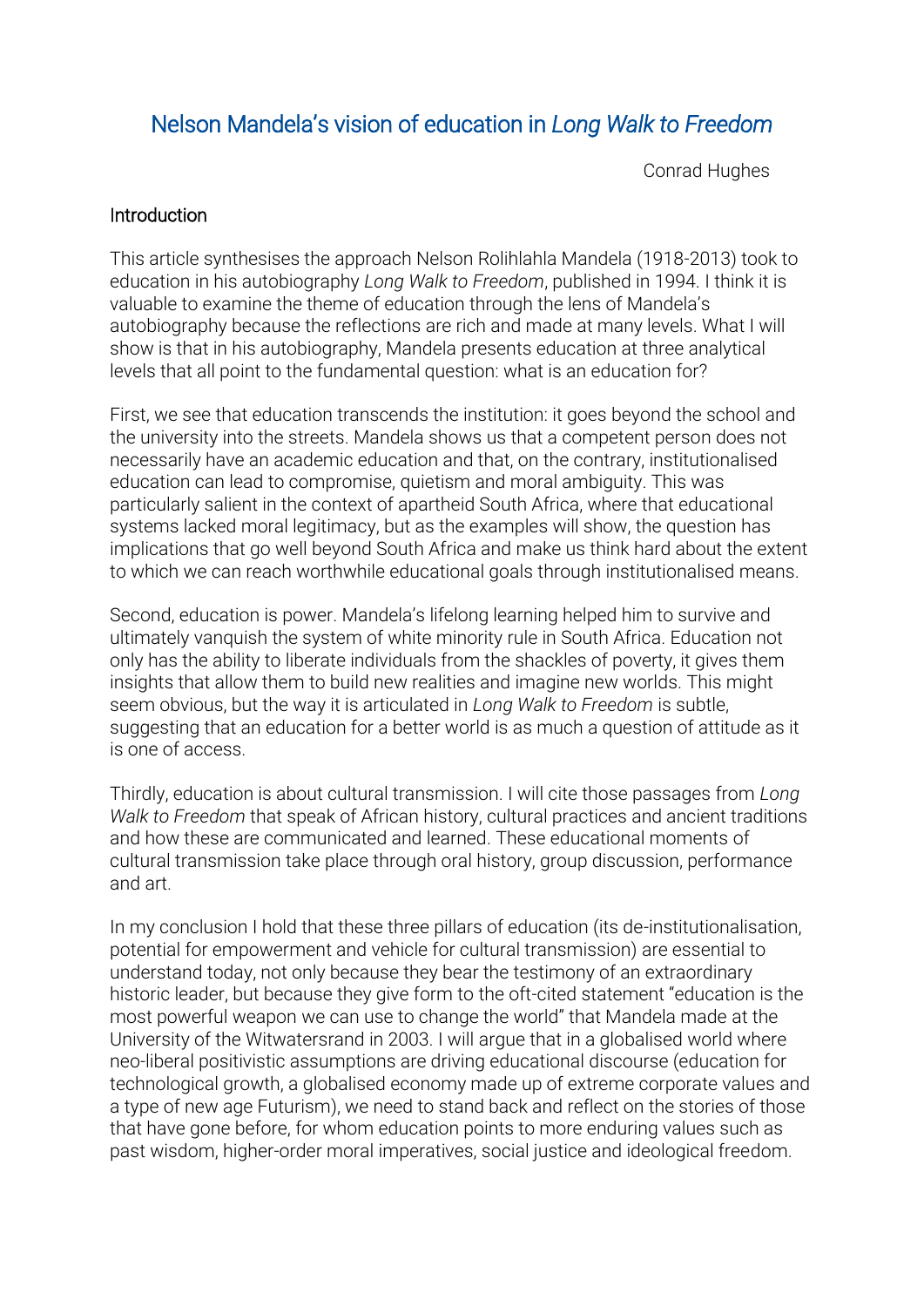# Nelson Mandela's vision of education in *Long Walk to Freedom*

Conrad Hughes

## Introduction

This article synthesises the approach Nelson Rolihlahla Mandela (1918-2013) took to education in his autobiography *Long Walk to Freedom*, published in 1994. I think it is valuable to examine the theme of education through the lens of Mandela's autobiography because the reflections are rich and made at many levels. What I will show is that in his autobiography, Mandela presents education at three analytical levels that all point to the fundamental question: what is an education for?

First, we see that education transcends the institution: it goes beyond the school and the university into the streets. Mandela shows us that a competent person does not necessarily have an academic education and that, on the contrary, institutionalised education can lead to compromise, quietism and moral ambiguity. This was particularly salient in the context of apartheid South Africa, where that educational systems lacked moral legitimacy, but as the examples will show, the question has implications that go well beyond South Africa and make us think hard about the extent to which we can reach worthwhile educational goals through institutionalised means.

Second, education is power. Mandela's lifelong learning helped him to survive and ultimately vanquish the system of white minority rule in South Africa. Education not only has the ability to liberate individuals from the shackles of poverty, it gives them insights that allow them to build new realities and imagine new worlds. This might seem obvious, but the way it is articulated in *Long Walk to Freedom* is subtle, suggesting that an education for a better world is as much a question of attitude as it is one of access.

Thirdly, education is about cultural transmission. I will cite those passages from *Long Walk to Freedom* that speak of African history, cultural practices and ancient traditions and how these are communicated and learned. These educational moments of cultural transmission take place through oral history, group discussion, performance and art.

In my conclusion I hold that these three pillars of education (its de-institutionalisation, potential for empowerment and vehicle for cultural transmission) are essential to understand today, not only because they bear the testimony of an extraordinary historic leader, but because they give form to the oft-cited statement "education is the most powerful weapon we can use to change the world" that Mandela made at the University of the Witwatersrand in 2003. I will argue that in a globalised world where neo-liberal positivistic assumptions are driving educational discourse (education for technological growth, a globalised economy made up of extreme corporate values and a type of new age Futurism), we need to stand back and reflect on the stories of those that have gone before, for whom education points to more enduring values such as past wisdom, higher-order moral imperatives, social justice and ideological freedom.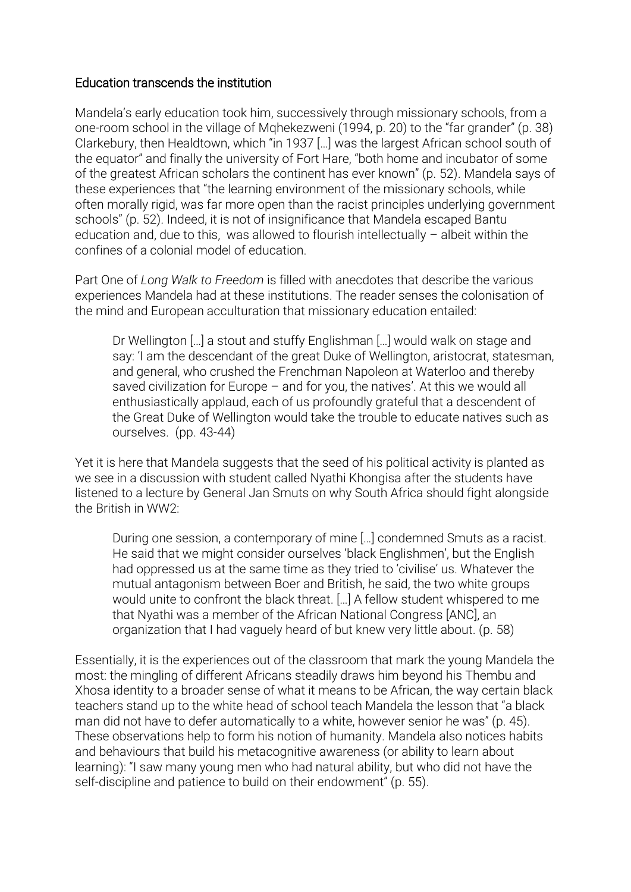## Education transcends the institution

Mandela's early education took him, successively through missionary schools, from a one-room school in the village of Mqhekezweni (1994, p. 20) to the "far grander" (p. 38) Clarkebury, then Healdtown, which "in 1937 […] was the largest African school south of the equator" and finally the university of Fort Hare, "both home and incubator of some of the greatest African scholars the continent has ever known" (p. 52). Mandela says of these experiences that "the learning environment of the missionary schools, while often morally rigid, was far more open than the racist principles underlying government schools" (p. 52). Indeed, it is not of insignificance that Mandela escaped Bantu education and, due to this,  was allowed to flourish intellectually – albeit within the confines of a colonial model of education.

Part One of *Long Walk to Freedom* is filled with anecdotes that describe the various experiences Mandela had at these institutions. The reader senses the colonisation of the mind and European acculturation that missionary education entailed:

> Dr Wellington […] a stout and stuffy Englishman […] would walk on stage and say: 'I am the descendant of the great Duke of Wellington, aristocrat, statesman, and general, who crushed the Frenchman Napoleon at Waterloo and thereby saved civilization for Europe – and for you, the natives'. At this we would all enthusiastically applaud, each of us profoundly grateful that a descendent of the Great Duke of Wellington would take the trouble to educate natives such as ourselves.  (pp. 43-44)

Yet it is here that Mandela suggests that the seed of his political activity is planted as we see in a discussion with student called Nyathi Khongisa after the students have listened to a lecture by General Jan Smuts on why South Africa should fight alongside the British in WW2:

> During one session, a contemporary of mine […] condemned Smuts as a racist. He said that we might consider ourselves 'black Englishmen', but the English had oppressed us at the same time as they tried to 'civilise' us. Whatever the mutual antagonism between Boer and British, he said, the two white groups would unite to confront the black threat. […] A fellow student whispered to me that Nyathi was a member of the African National Congress [ANC], an organization that I had vaguely heard of but knew very little about. (p. 58)

Essentially, it is the experiences out of the classroom that mark the young Mandela the most: the mingling of different Africans steadily draws him beyond his Thembu and Xhosa identity to a broader sense of what it means to be African, the way certain black teachers stand up to the white head of school teach Mandela the lesson that "a black man did not have to defer automatically to a white, however senior he was" (p. 45). These observations help to form his notion of humanity. Mandela also notices habits and behaviours that build his metacognitive awareness (or ability to learn about learning): "I saw many young men who had natural ability, but who did not have the self-discipline and patience to build on their endowment" (p. 55).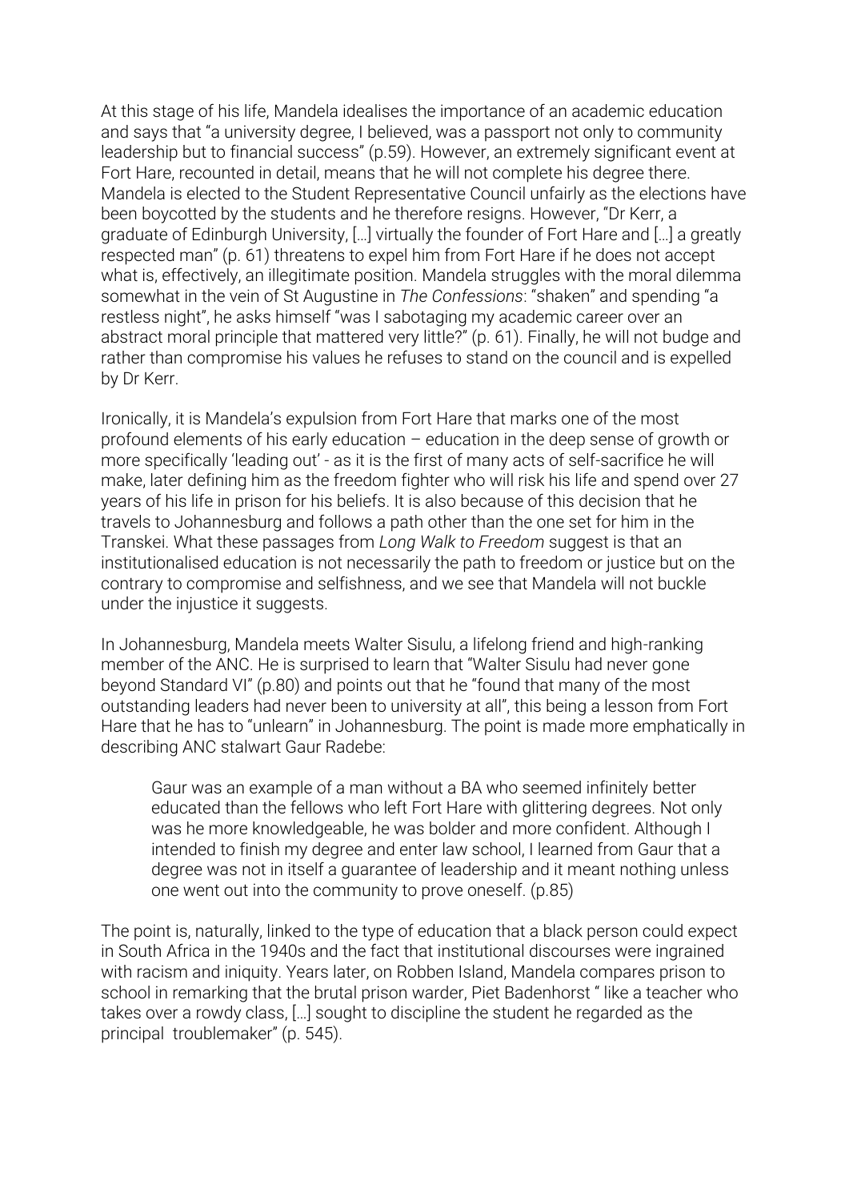At this stage of his life, Mandela idealises the importance of an academic education and says that "a university degree, I believed, was a passport not only to community leadership but to financial success" (p.59). However, an extremely significant event at Fort Hare, recounted in detail, means that he will not complete his degree there. Mandela is elected to the Student Representative Council unfairly as the elections have been boycotted by the students and he therefore resigns. However, "Dr Kerr, a graduate of Edinburgh University, […] virtually the founder of Fort Hare and […] a greatly respected man" (p. 61) threatens to expel him from Fort Hare if he does not accept what is, effectively, an illegitimate position. Mandela struggles with the moral dilemma somewhat in the vein of St Augustine in *The Confessions*: "shaken" and spending "a restless night", he asks himself "was I sabotaging my academic career over an abstract moral principle that mattered very little?" (p. 61). Finally, he will not budge and rather than compromise his values he refuses to stand on the council and is expelled by Dr Kerr.

Ironically, it is Mandela's expulsion from Fort Hare that marks one of the most profound elements of his early education – education in the deep sense of growth or more specifically 'leading out' - as it is the first of many acts of self-sacrifice he will make, later defining him as the freedom fighter who will risk his life and spend over 27 years of his life in prison for his beliefs. It is also because of this decision that he travels to Johannesburg and follows a path other than the one set for him in the Transkei. What these passages from *Long Walk to Freedom* suggest is that an institutionalised education is not necessarily the path to freedom or justice but on the contrary to compromise and selfishness, and we see that Mandela will not buckle under the injustice it suggests.

In Johannesburg, Mandela meets Walter Sisulu, a lifelong friend and high-ranking member of the ANC. He is surprised to learn that "Walter Sisulu had never gone beyond Standard VI" (p.80) and points out that he "found that many of the most outstanding leaders had never been to university at all", this being a lesson from Fort Hare that he has to "unlearn" in Johannesburg. The point is made more emphatically in describing ANC stalwart Gaur Radebe:

> Gaur was an example of a man without a BA who seemed infinitely better educated than the fellows who left Fort Hare with glittering degrees. Not only was he more knowledgeable, he was bolder and more confident. Although I intended to finish my degree and enter law school, I learned from Gaur that a degree was not in itself a guarantee of leadership and it meant nothing unless one went out into the community to prove oneself. (p.85)

The point is, naturally, linked to the type of education that a black person could expect in South Africa in the 1940s and the fact that institutional discourses were ingrained with racism and iniquity. Years later, on Robben Island, Mandela compares prison to school in remarking that the brutal prison warder, Piet Badenhorst " like a teacher who takes over a rowdy class, […] sought to discipline the student he regarded as the principal troublemaker" (p. 545).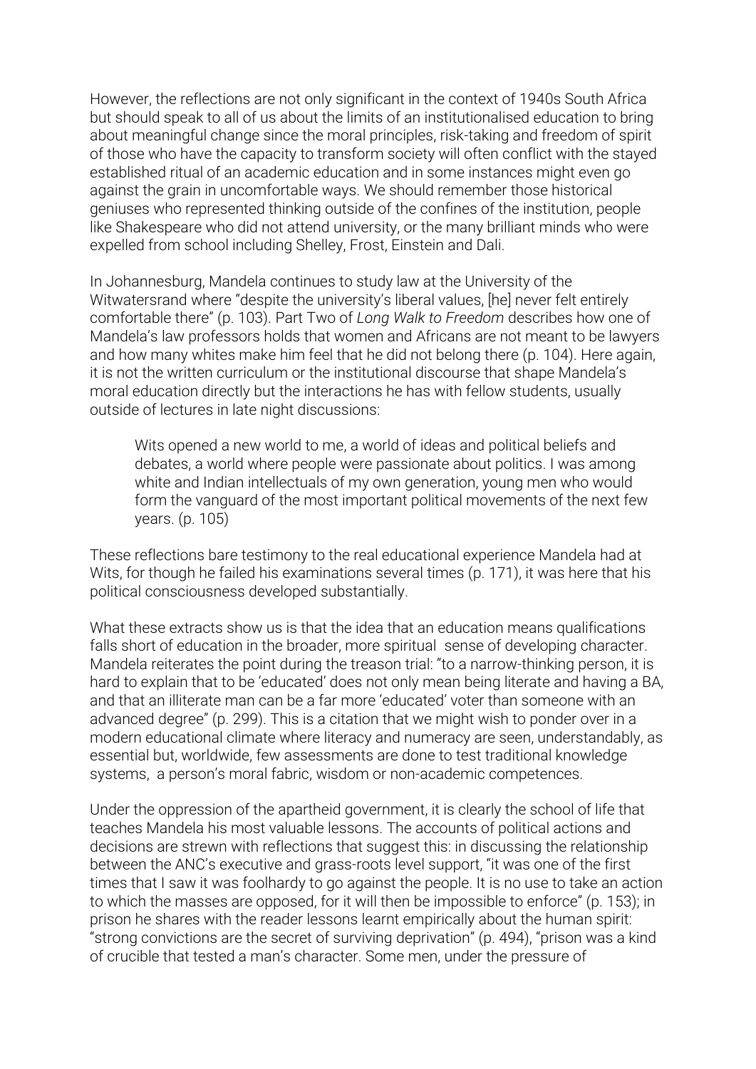However, the reflections are not only significant in the context of 1940s South Africa but should speak to all of us about the limits of an institutionalised education to bring about meaningful change since the moral principles, risk-taking and freedom of spirit of those who have the capacity to transform society will often conflict with the stayed established ritual of an academic education and in some instances might even go against the grain in uncomfortable ways. We should remember those historical geniuses who represented thinking outside of the confines of the institution, people like Shakespeare who did not attend university, or the many brilliant minds who were expelled from school including Shelley, Frost, Einstein and Dali.

In Johannesburg, Mandela continues to study law at the University of the Witwatersrand where "despite the university's liberal values, [he] never felt entirely comfortable there" (p. 103). Part Two of *Long Walk to Freedom* describes how one of Mandela's law professors holds that women and Africans are not meant to be lawyers and how many whites make him feel that he did not belong there (p. 104). Here again, it is not the written curriculum or the institutional discourse that shape Mandela's moral education directly but the interactions he has with fellow students, usually outside of lectures in late night discussions:

> Wits opened a new world to me, a world of ideas and political beliefs and debates, a world where people were passionate about politics. I was among white and Indian intellectuals of my own generation, young men who would form the vanguard of the most important political movements of the next few years. (p. 105)

These reflections bare testimony to the real educational experience Mandela had at Wits, for though he failed his examinations several times (p. 171), it was here that his political consciousness developed substantially.

What these extracts show us is that the idea that an education means qualifications falls short of education in the broader, more spiritual sense of developing character. Mandela reiterates the point during the treason trial: "to a narrow-thinking person, it is hard to explain that to be 'educated' does not only mean being literate and having a BA, and that an illiterate man can be a far more 'educated' voter than someone with an advanced degree" (p. 299). This is a citation that we might wish to ponder over in a modern educational climate where literacy and numeracy are seen, understandably, as essential but, worldwide, few assessments are done to test traditional knowledge systems, a person's moral fabric, wisdom or non-academic competences.

Under the oppression of the apartheid government, it is clearly the school of life that teaches Mandela his most valuable lessons. The accounts of political actions and decisions are strewn with reflections that suggest this: in discussing the relationship between the ANC's executive and grass-roots level support, "it was one of the first times that I saw it was foolhardy to go against the people. It is no use to take an action to which the masses are opposed, for it will then be impossible to enforce" (p. 153); in prison he shares with the reader lessons learnt empirically about the human spirit: "strong convictions are the secret of surviving deprivation" (p. 494), "prison was a kind of crucible that tested a man's character. Some men, under the pressure of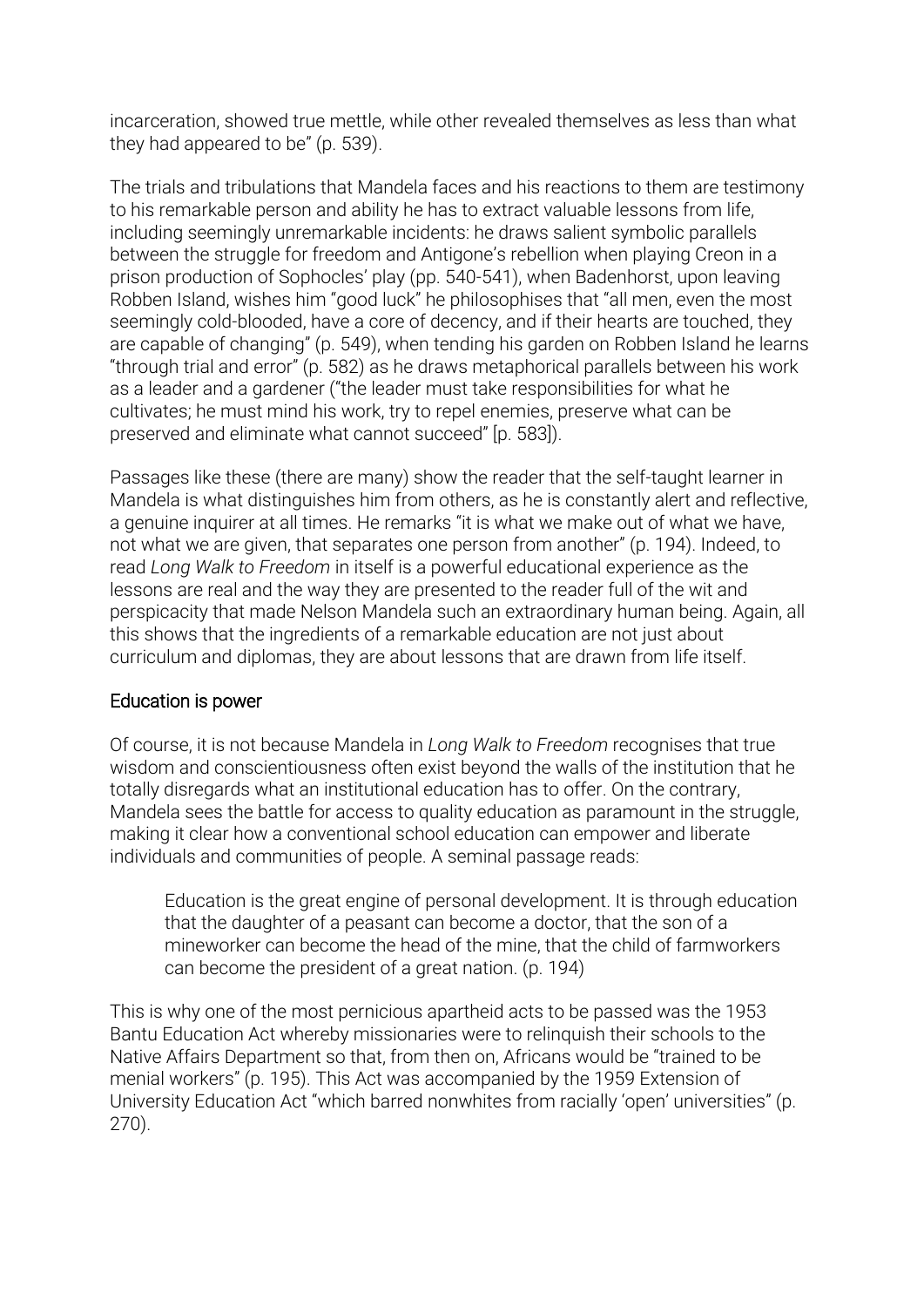incarceration, showed true mettle, while other revealed themselves as less than what they had appeared to be" (p. 539).

The trials and tribulations that Mandela faces and his reactions to them are testimony to his remarkable person and ability he has to extract valuable lessons from life, including seemingly unremarkable incidents: he draws salient symbolic parallels between the struggle for freedom and Antigone's rebellion when playing Creon in a prison production of Sophocles' play (pp. 540-541), when Badenhorst, upon leaving Robben Island, wishes him "good luck" he philosophises that "all men, even the most seemingly cold-blooded, have a core of decency, and if their hearts are touched, they are capable of changing" (p. 549), when tending his garden on Robben Island he learns "through trial and error" (p. 582) as he draws metaphorical parallels between his work as a leader and a gardener ("the leader must take responsibilities for what he cultivates; he must mind his work, try to repel enemies, preserve what can be preserved and eliminate what cannot succeed" [p. 583]).

Passages like these (there are many) show the reader that the self-taught learner in Mandela is what distinguishes him from others, as he is constantly alert and reflective, a genuine inquirer at all times. He remarks "it is what we make out of what we have, not what we are given, that separates one person from another" (p. 194). Indeed, to read *Long Walk to Freedom* in itself is a powerful educational experience as the lessons are real and the way they are presented to the reader full of the wit and perspicacity that made Nelson Mandela such an extraordinary human being. Again, all this shows that the ingredients of a remarkable education are not just about curriculum and diplomas, they are about lessons that are drawn from life itself.

## Education is power

Of course, it is not because Mandela in *Long Walk to Freedom* recognises that true wisdom and conscientiousness often exist beyond the walls of the institution that he totally disregards what an institutional education has to offer. On the contrary, Mandela sees the battle for access to quality education as paramount in the struggle, making it clear how a conventional school education can empower and liberate individuals and communities of people. A seminal passage reads:

> Education is the great engine of personal development. It is through education that the daughter of a peasant can become a doctor, that the son of a mineworker can become the head of the mine, that the child of farmworkers can become the president of a great nation. (p. 194)

This is why one of the most pernicious apartheid acts to be passed was the 1953 Bantu Education Act whereby missionaries were to relinquish their schools to the Native Affairs Department so that, from then on, Africans would be "trained to be menial workers" (p. 195). This Act was accompanied by the 1959 Extension of University Education Act "which barred nonwhites from racially 'open' universities" (p. 270).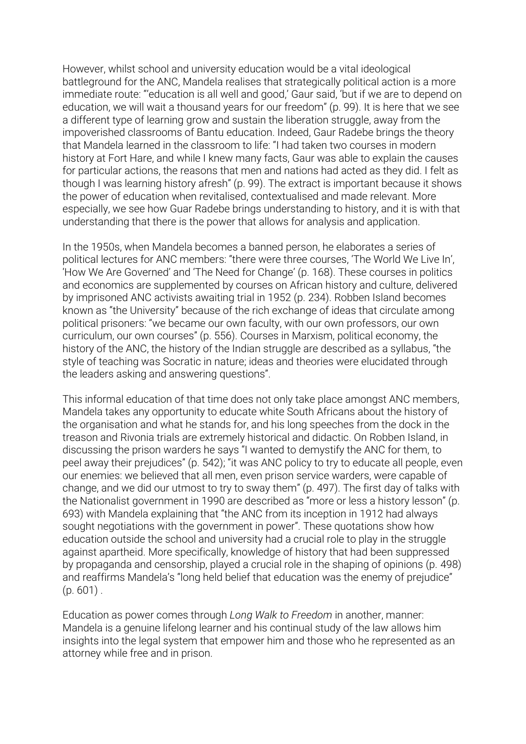However, whilst school and university education would be a vital ideological battleground for the ANC, Mandela realises that strategically political action is a more immediate route: "'education is all well and good,' Gaur said, 'but if we are to depend on education, we will wait a thousand years for our freedom" (p. 99). It is here that we see a different type of learning grow and sustain the liberation struggle, away from the impoverished classrooms of Bantu education. Indeed, Gaur Radebe brings the theory that Mandela learned in the classroom to life: "I had taken two courses in modern history at Fort Hare, and while I knew many facts, Gaur was able to explain the causes for particular actions, the reasons that men and nations had acted as they did. I felt as though I was learning history afresh" (p. 99). The extract is important because it shows the power of education when revitalised, contextualised and made relevant. More especially, we see how Guar Radebe brings understanding to history, and it is with that understanding that there is the power that allows for analysis and application.

In the 1950s, when Mandela becomes a banned person, he elaborates a series of political lectures for ANC members: "there were three courses, 'The World We Live In', 'How We Are Governed' and 'The Need for Change' (p. 168). These courses in politics and economics are supplemented by courses on African history and culture, delivered by imprisoned ANC activists awaiting trial in 1952 (p. 234). Robben Island becomes known as "the University" because of the rich exchange of ideas that circulate among political prisoners: "we became our own faculty, with our own professors, our own curriculum, our own courses" (p. 556). Courses in Marxism, political economy, the history of the ANC, the history of the Indian struggle are described as a syllabus, "the style of teaching was Socratic in nature; ideas and theories were elucidated through the leaders asking and answering questions".

This informal education of that time does not only take place amongst ANC members, Mandela takes any opportunity to educate white South Africans about the history of the organisation and what he stands for, and his long speeches from the dock in the treason and Rivonia trials are extremely historical and didactic. On Robben Island, in discussing the prison warders he says "I wanted to demystify the ANC for them, to peel away their prejudices" (p. 542); "it was ANC policy to try to educate all people, even our enemies: we believed that all men, even prison service warders, were capable of change, and we did our utmost to try to sway them" (p. 497). The first day of talks with the Nationalist government in 1990 are described as "more or less a history lesson" (p. 693) with Mandela explaining that "the ANC from its inception in 1912 had always sought negotiations with the government in power". These quotations show how education outside the school and university had a crucial role to play in the struggle against apartheid. More specifically, knowledge of history that had been suppressed by propaganda and censorship, played a crucial role in the shaping of opinions (p. 498) and reaffirms Mandela's "long held belief that education was the enemy of prejudice" (p. 601) .

Education as power comes through *Long Walk to Freedom* in another, manner: Mandela is a genuine lifelong learner and his continual study of the law allows him insights into the legal system that empower him and those who he represented as an attorney while free and in prison.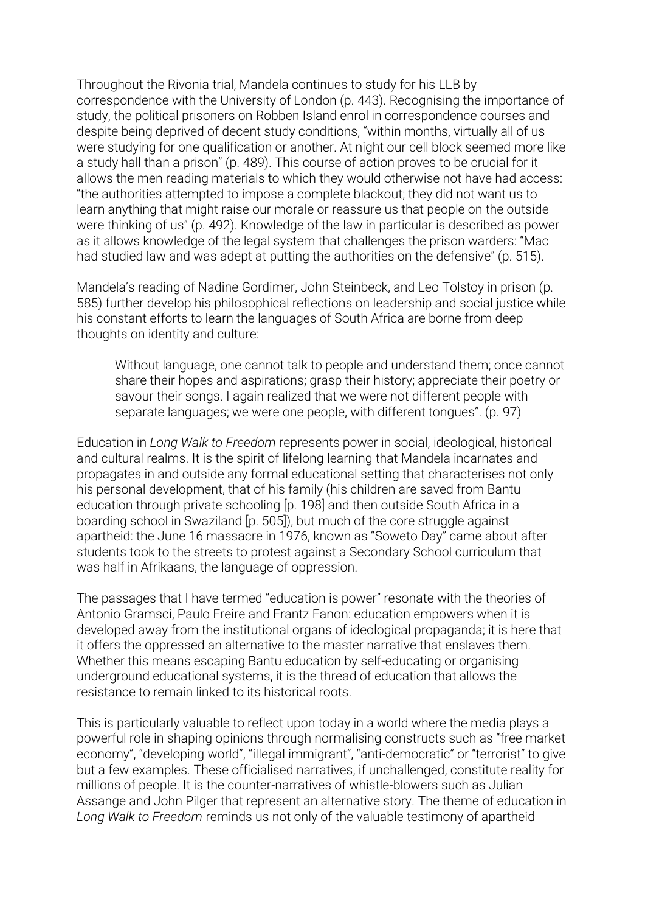Throughout the Rivonia trial, Mandela continues to study for his LLB by correspondence with the University of London (p. 443). Recognising the importance of study, the political prisoners on Robben Island enrol in correspondence courses and despite being deprived of decent study conditions, "within months, virtually all of us were studying for one qualification or another. At night our cell block seemed more like a study hall than a prison" (p. 489). This course of action proves to be crucial for it allows the men reading materials to which they would otherwise not have had access: "the authorities attempted to impose a complete blackout; they did not want us to learn anything that might raise our morale or reassure us that people on the outside were thinking of us" (p. 492). Knowledge of the law in particular is described as power as it allows knowledge of the legal system that challenges the prison warders: "Mac had studied law and was adept at putting the authorities on the defensive" (p. 515).

Mandela's reading of Nadine Gordimer, John Steinbeck, and Leo Tolstoy in prison (p. 585) further develop his philosophical reflections on leadership and social justice while his constant efforts to learn the languages of South Africa are borne from deep thoughts on identity and culture:

> Without language, one cannot talk to people and understand them; once cannot share their hopes and aspirations; grasp their history; appreciate their poetry or savour their songs. I again realized that we were not different people with separate languages; we were one people, with different tongues". (p. 97)

Education in *Long Walk to Freedom* represents power in social, ideological, historical and cultural realms. It is the spirit of lifelong learning that Mandela incarnates and propagates in and outside any formal educational setting that characterises not only his personal development, that of his family (his children are saved from Bantu education through private schooling [p. 198] and then outside South Africa in a boarding school in Swaziland [p. 505]), but much of the core struggle against apartheid: the June 16 massacre in 1976, known as "Soweto Day" came about after students took to the streets to protest against a Secondary School curriculum that was half in Afrikaans, the language of oppression.

The passages that I have termed "education is power" resonate with the theories of Antonio Gramsci, Paulo Freire and Frantz Fanon: education empowers when it is developed away from the institutional organs of ideological propaganda; it is here that it offers the oppressed an alternative to the master narrative that enslaves them. Whether this means escaping Bantu education by self-educating or organising underground educational systems, it is the thread of education that allows the resistance to remain linked to its historical roots.

This is particularly valuable to reflect upon today in a world where the media plays a powerful role in shaping opinions through normalising constructs such as "free market economy", "developing world", "illegal immigrant", "anti-democratic" or "terrorist" to give but a few examples. These officialised narratives, if unchallenged, constitute reality for millions of people. It is the counter-narratives of whistle-blowers such as Julian Assange and John Pilger that represent an alternative story. The theme of education in *Long Walk to Freedom* reminds us not only of the valuable testimony of apartheid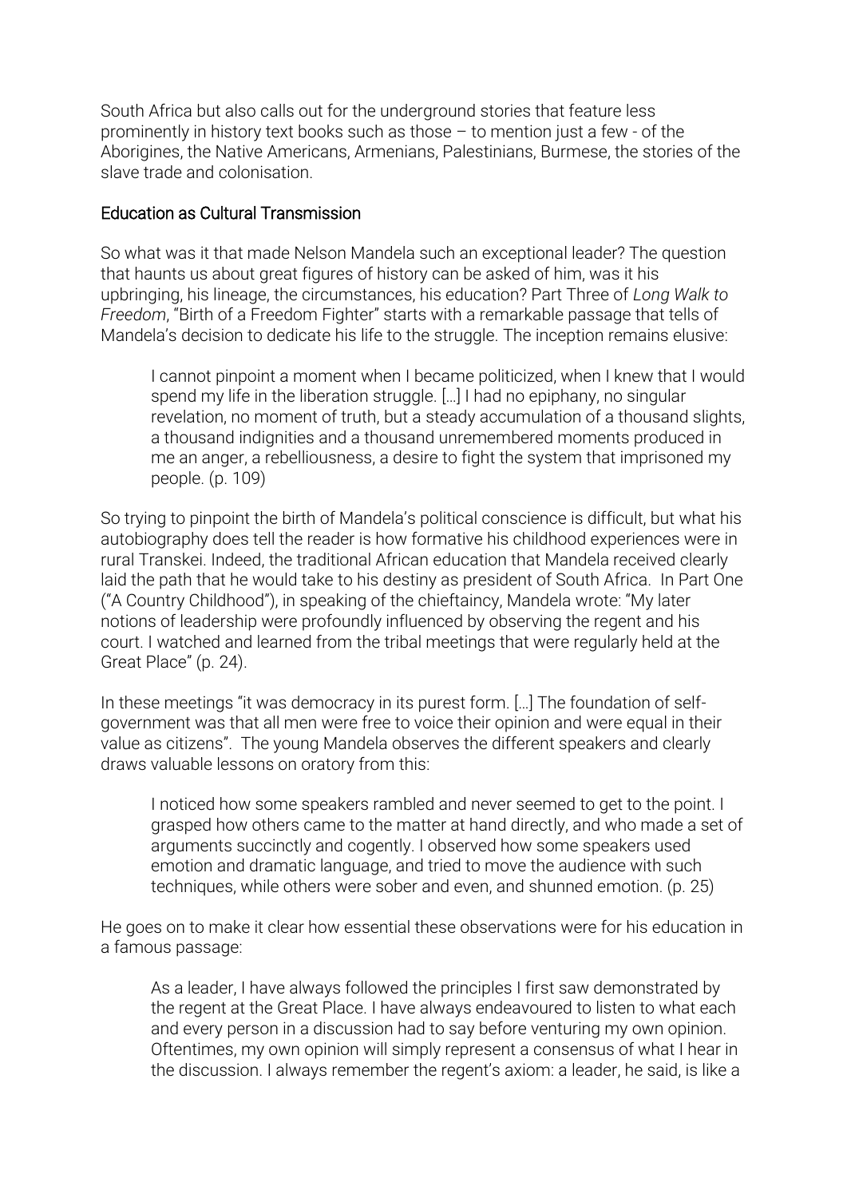South Africa but also calls out for the underground stories that feature less prominently in history text books such as those – to mention just a few - of the Aborigines, the Native Americans, Armenians, Palestinians, Burmese, the stories of the slave trade and colonisation.

## Education as Cultural Transmission

So what was it that made Nelson Mandela such an exceptional leader? The question that haunts us about great figures of history can be asked of him, was it his upbringing, his lineage, the circumstances, his education? Part Three of *Long Walk to Freedom*, "Birth of a Freedom Fighter" starts with a remarkable passage that tells of Mandela's decision to dedicate his life to the struggle. The inception remains elusive:

> I cannot pinpoint a moment when I became politicized, when I knew that I would spend my life in the liberation struggle. […] I had no epiphany, no singular revelation, no moment of truth, but a steady accumulation of a thousand slights, a thousand indignities and a thousand unremembered moments produced in me an anger, a rebelliousness, a desire to fight the system that imprisoned my people. (p. 109)

So trying to pinpoint the birth of Mandela's political conscience is difficult, but what his autobiography does tell the reader is how formative his childhood experiences were in rural Transkei. Indeed, the traditional African education that Mandela received clearly laid the path that he would take to his destiny as president of South Africa. In Part One ("A Country Childhood"), in speaking of the chieftaincy, Mandela wrote: "My later notions of leadership were profoundly influenced by observing the regent and his court. I watched and learned from the tribal meetings that were regularly held at the Great Place" (p. 24).

In these meetings "it was democracy in its purest form. […] The foundation of self-government was that all men were free to voice their opinion and were equal in their value as citizens". The young Mandela observes the different speakers and clearly draws valuable lessons on oratory from this:

> I noticed how some speakers rambled and never seemed to get to the point. I grasped how others came to the matter at hand directly, and who made a set of arguments succinctly and cogently. I observed how some speakers used emotion and dramatic language, and tried to move the audience with such techniques, while others were sober and even, and shunned emotion. (p. 25)

He goes on to make it clear how essential these observations were for his education in a famous passage:

> As a leader, I have always followed the principles I first saw demonstrated by the regent at the Great Place. I have always endeavoured to listen to what each and every person in a discussion had to say before venturing my own opinion. Oftentimes, my own opinion will simply represent a consensus of what I hear in the discussion. I always remember the regent's axiom: a leader, he said, is like a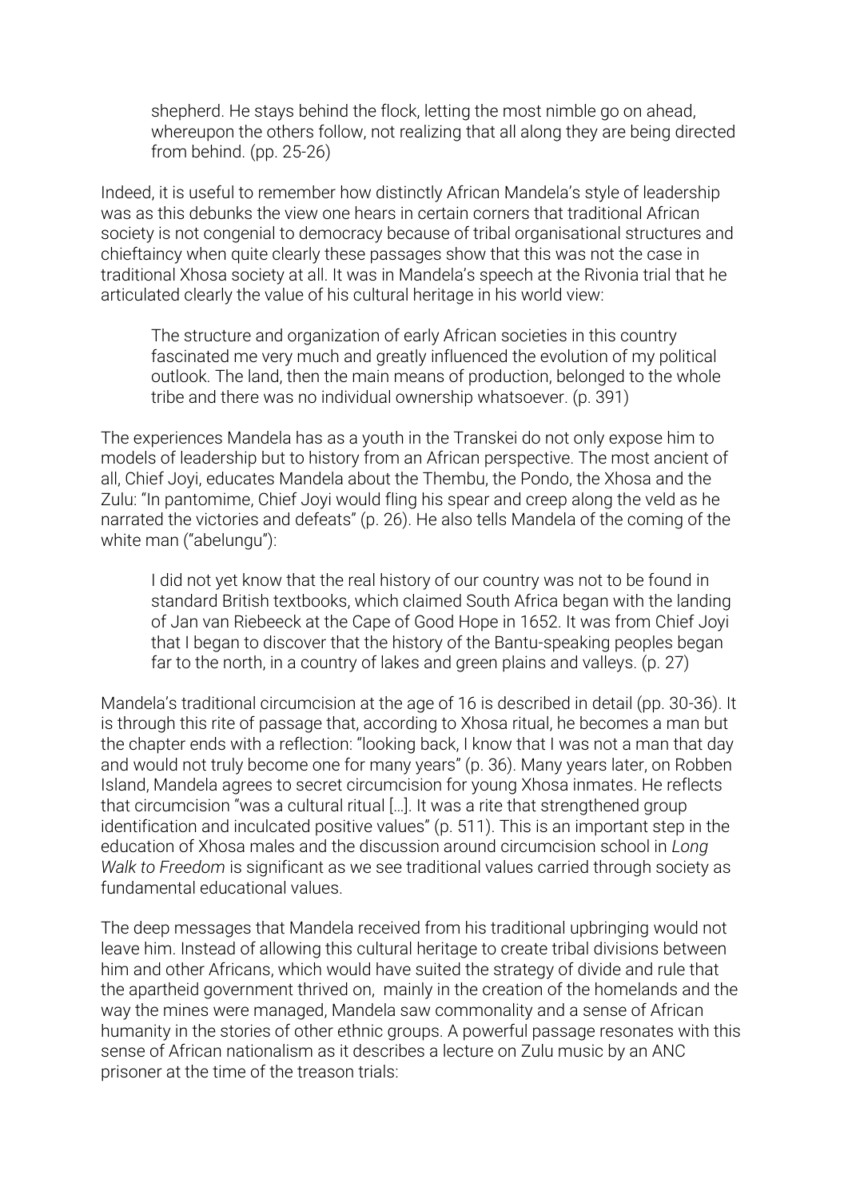> shepherd. He stays behind the flock, letting the most nimble go on ahead, whereupon the others follow, not realizing that all along they are being directed from behind. (pp. 25-26)

Indeed, it is useful to remember how distinctly African Mandela's style of leadership was as this debunks the view one hears in certain corners that traditional African society is not congenial to democracy because of tribal organisational structures and chieftaincy when quite clearly these passages show that this was not the case in traditional Xhosa society at all. It was in Mandela's speech at the Rivonia trial that he articulated clearly the value of his cultural heritage in his world view:

> The structure and organization of early African societies in this country fascinated me very much and greatly influenced the evolution of my political outlook. The land, then the main means of production, belonged to the whole tribe and there was no individual ownership whatsoever. (p. 391)

The experiences Mandela has as a youth in the Transkei do not only expose him to models of leadership but to history from an African perspective. The most ancient of all, Chief Joyi, educates Mandela about the Thembu, the Pondo, the Xhosa and the Zulu: "In pantomime, Chief Joyi would fling his spear and creep along the veld as he narrated the victories and defeats" (p. 26). He also tells Mandela of the coming of the white man ("abelungu"):

> I did not yet know that the real history of our country was not to be found in standard British textbooks, which claimed South Africa began with the landing of Jan van Riebeeck at the Cape of Good Hope in 1652. It was from Chief Joyi that I began to discover that the history of the Bantu-speaking peoples began far to the north, in a country of lakes and green plains and valleys. (p. 27)

Mandela's traditional circumcision at the age of 16 is described in detail (pp. 30-36). It is through this rite of passage that, according to Xhosa ritual, he becomes a man but the chapter ends with a reflection: "looking back, I know that I was not a man that day and would not truly become one for many years" (p. 36). Many years later, on Robben Island, Mandela agrees to secret circumcision for young Xhosa inmates. He reflects that circumcision "was a cultural ritual […]. It was a rite that strengthened group identification and inculcated positive values" (p. 511). This is an important step in the education of Xhosa males and the discussion around circumcision school in *Long Walk to Freedom* is significant as we see traditional values carried through society as fundamental educational values.

The deep messages that Mandela received from his traditional upbringing would not leave him. Instead of allowing this cultural heritage to create tribal divisions between him and other Africans, which would have suited the strategy of divide and rule that the apartheid government thrived on, mainly in the creation of the homelands and the way the mines were managed, Mandela saw commonality and a sense of African humanity in the stories of other ethnic groups. A powerful passage resonates with this sense of African nationalism as it describes a lecture on Zulu music by an ANC prisoner at the time of the treason trials: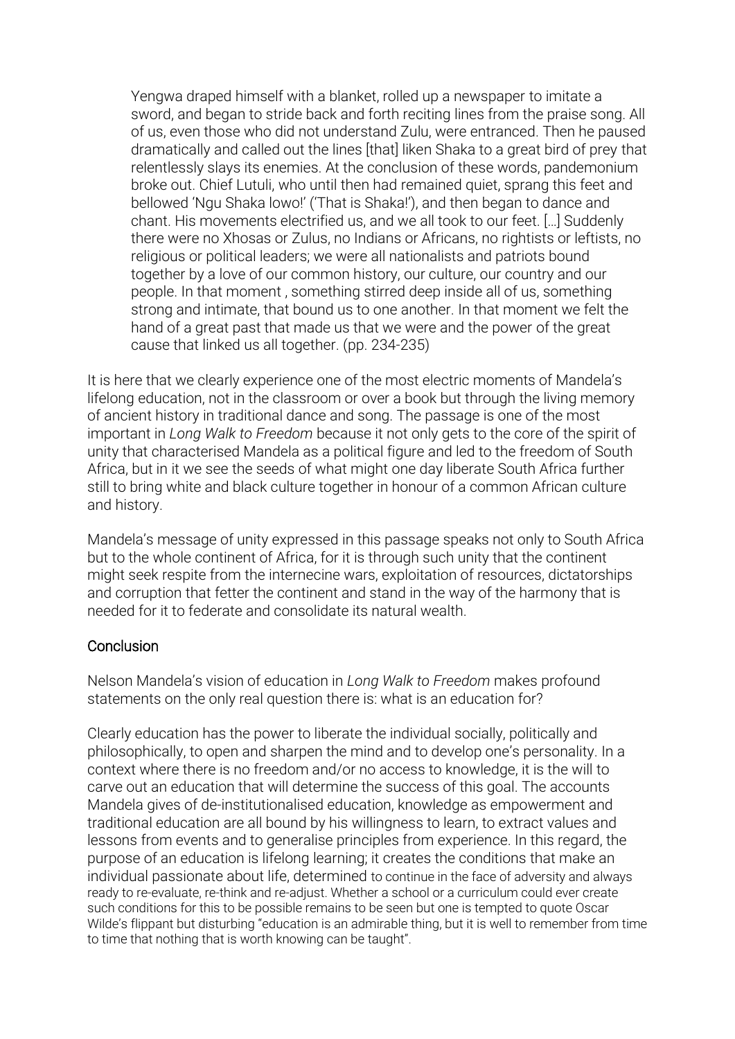> Yengwa draped himself with a blanket, rolled up a newspaper to imitate a sword, and began to stride back and forth reciting lines from the praise song. All of us, even those who did not understand Zulu, were entranced. Then he paused dramatically and called out the lines [that] liken Shaka to a great bird of prey that relentlessly slays its enemies. At the conclusion of these words, pandemonium broke out. Chief Lutuli, who until then had remained quiet, sprang this feet and bellowed 'Ngu Shaka lowo!' ('That is Shaka!'), and then began to dance and chant. His movements electrified us, and we all took to our feet. […] Suddenly there were no Xhosas or Zulus, no Indians or Africans, no rightists or leftists, no religious or political leaders; we were all nationalists and patriots bound together by a love of our common history, our culture, our country and our people. In that moment , something stirred deep inside all of us, something strong and intimate, that bound us to one another. In that moment we felt the hand of a great past that made us that we were and the power of the great cause that linked us all together. (pp. 234-235)

It is here that we clearly experience one of the most electric moments of Mandela's lifelong education, not in the classroom or over a book but through the living memory of ancient history in traditional dance and song. The passage is one of the most important in *Long Walk to Freedom* because it not only gets to the core of the spirit of unity that characterised Mandela as a political figure and led to the freedom of South Africa, but in it we see the seeds of what might one day liberate South Africa further still to bring white and black culture together in honour of a common African culture and history.

Mandela's message of unity expressed in this passage speaks not only to South Africa but to the whole continent of Africa, for it is through such unity that the continent might seek respite from the internecine wars, exploitation of resources, dictatorships and corruption that fetter the continent and stand in the way of the harmony that is needed for it to federate and consolidate its natural wealth.

## Conclusion

Nelson Mandela's vision of education in *Long Walk to Freedom* makes profound statements on the only real question there is: what is an education for?

Clearly education has the power to liberate the individual socially, politically and philosophically, to open and sharpen the mind and to develop one's personality. In a context where there is no freedom and/or no access to knowledge, it is the will to carve out an education that will determine the success of this goal. The accounts Mandela gives of de-institutionalised education, knowledge as empowerment and traditional education are all bound by his willingness to learn, to extract values and lessons from events and to generalise principles from experience. In this regard, the purpose of an education is lifelong learning; it creates the conditions that make an individual passionate about life, determined to continue in the face of adversity and always ready to re-evaluate, re-think and re-adjust. Whether a school or a curriculum could ever create such conditions for this to be possible remains to be seen but one is tempted to quote Oscar Wilde's flippant but disturbing "education is an admirable thing, but it is well to remember from time to time that nothing that is worth knowing can be taught".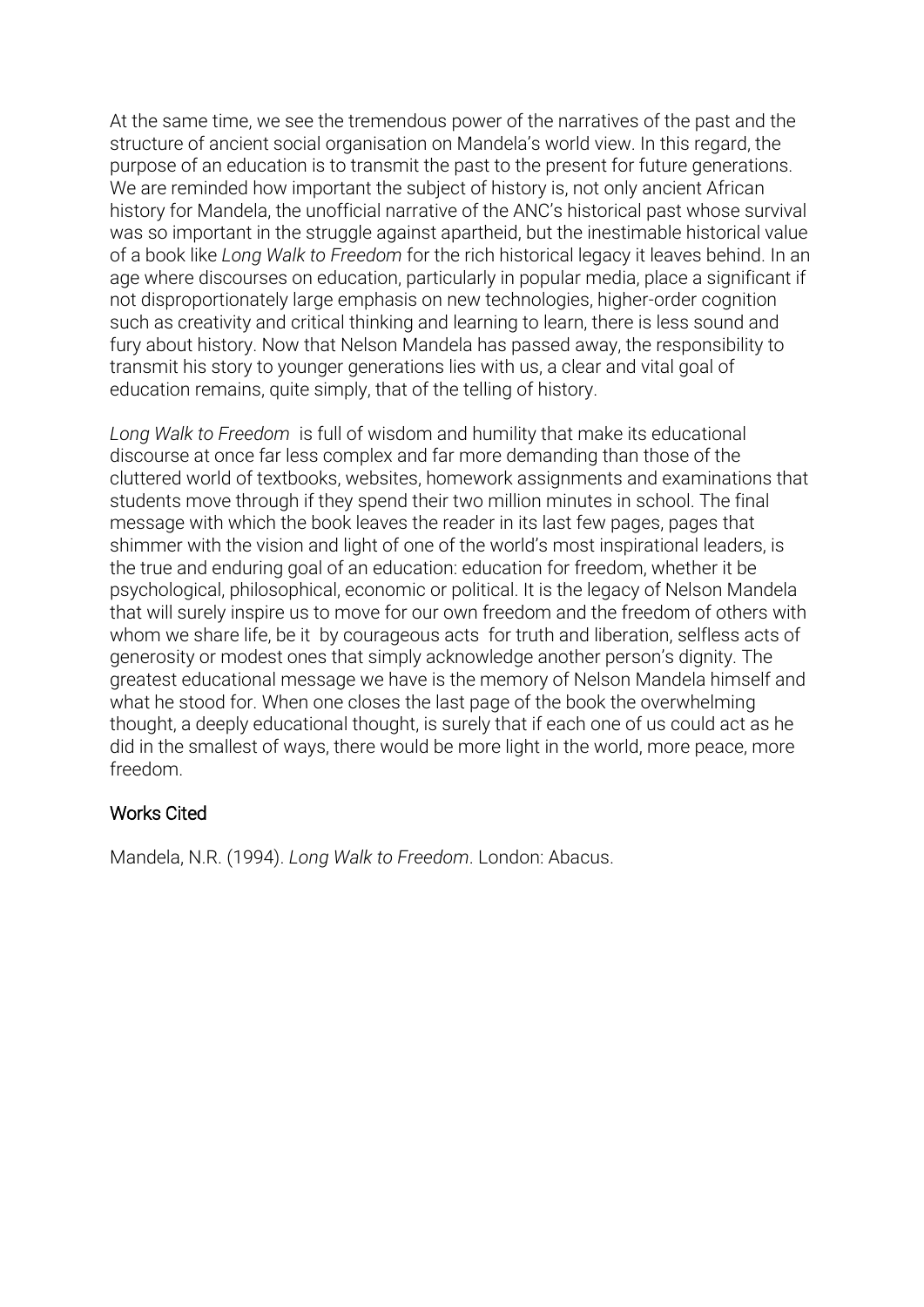At the same time, we see the tremendous power of the narratives of the past and the structure of ancient social organisation on Mandela's world view. In this regard, the purpose of an education is to transmit the past to the present for future generations. We are reminded how important the subject of history is, not only ancient African history for Mandela, the unofficial narrative of the ANC's historical past whose survival was so important in the struggle against apartheid, but the inestimable historical value of a book like *Long Walk to Freedom* for the rich historical legacy it leaves behind. In an age where discourses on education, particularly in popular media, place a significant if not disproportionately large emphasis on new technologies, higher-order cognition such as creativity and critical thinking and learning to learn, there is less sound and fury about history. Now that Nelson Mandela has passed away, the responsibility to transmit his story to younger generations lies with us, a clear and vital goal of education remains, quite simply, that of the telling of history.

*Long Walk to Freedom* is full of wisdom and humility that make its educational discourse at once far less complex and far more demanding than those of the cluttered world of textbooks, websites, homework assignments and examinations that students move through if they spend their two million minutes in school. The final message with which the book leaves the reader in its last few pages, pages that shimmer with the vision and light of one of the world's most inspirational leaders, is the true and enduring goal of an education: education for freedom, whether it be psychological, philosophical, economic or political. It is the legacy of Nelson Mandela that will surely inspire us to move for our own freedom and the freedom of others with whom we share life, be it by courageous acts for truth and liberation, selfless acts of generosity or modest ones that simply acknowledge another person's dignity. The greatest educational message we have is the memory of Nelson Mandela himself and what he stood for. When one closes the last page of the book the overwhelming thought, a deeply educational thought, is surely that if each one of us could act as he did in the smallest of ways, there would be more light in the world, more peace, more freedom.

## Works Cited

Mandela, N.R. (1994). *Long Walk to Freedom*. London: Abacus.